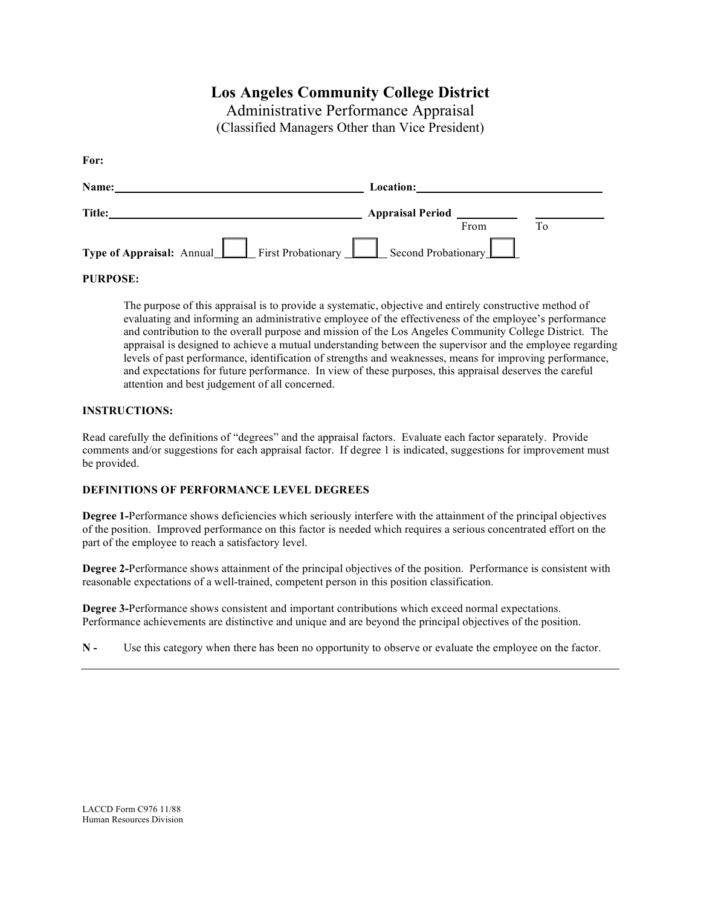# Los Angeles Community College District

## Administrative Performance Appraisal

### (Classified Managers Other than Vice President)

**For:**

**Name:** ______________________________ **Location:** ______________________________

**Title:** ______________________________ **Appraisal Period** __________ __________
From To

**Type of Appraisal:** Annual ☐ First Probationary ☐ Second Probationary ☐

**PURPOSE:**

The purpose of this appraisal is to provide a systematic, objective and entirely constructive method of evaluating and informing an administrative employee of the effectiveness of the employee's performance and contribution to the overall purpose and mission of the Los Angeles Community College District. The appraisal is designed to achieve a mutual understanding between the supervisor and the employee regarding levels of past performance, identification of strengths and weaknesses, means for improving performance, and expectations for future performance. In view of these purposes, this appraisal deserves the careful attention and best judgement of all concerned.

**INSTRUCTIONS:**

Read carefully the definitions of "degrees" and the appraisal factors. Evaluate each factor separately. Provide comments and/or suggestions for each appraisal factor. If degree 1 is indicated, suggestions for improvement must be provided.

**DEFINITIONS OF PERFORMANCE LEVEL DEGREES**

**Degree 1-**Performance shows deficiencies which seriously interfere with the attainment of the principal objectives of the position. Improved performance on this factor is needed which requires a serious concentrated effort on the part of the employee to reach a satisfactory level.

**Degree 2-**Performance shows attainment of the principal objectives of the position. Performance is consistent with reasonable expectations of a well-trained, competent person in this position classification.

**Degree 3-**Performance shows consistent and important contributions which exceed normal expectations. Performance achievements are distinctive and unique and are beyond the principal objectives of the position.

**N -** Use this category when there has been no opportunity to observe or evaluate the employee on the factor.

---

LACCD Form C976 11/88
Human Resources Division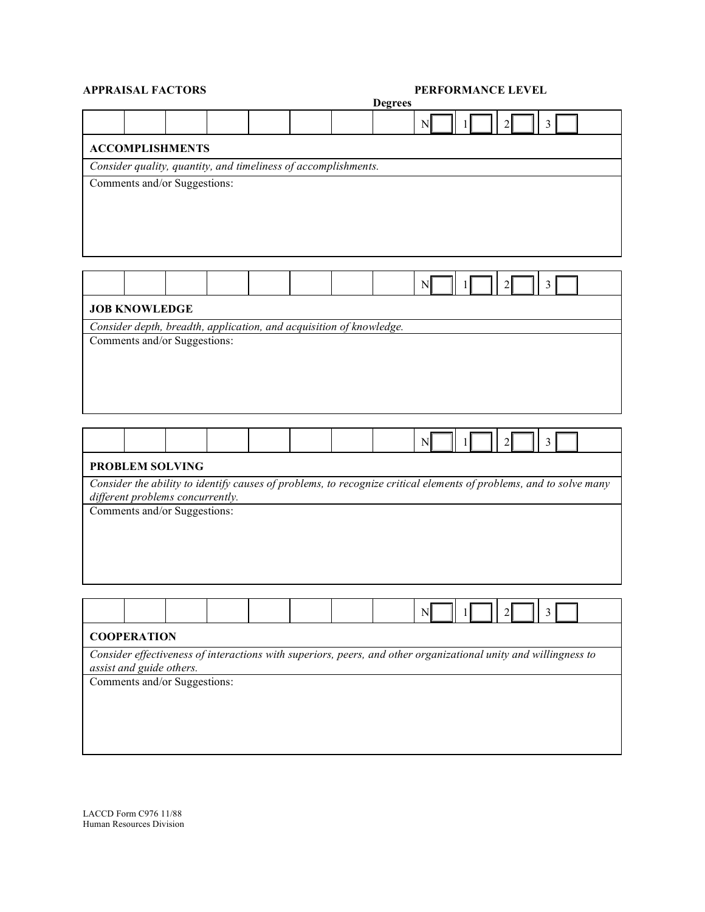**APPRAISAL FACTORS** **PERFORMANCE LEVEL**

**Degrees**

| | | | | | | | | N ☐ | 1 ☐ | 2 ☐ | 3 ☐ |
|---|---|---|---|---|---|---|---|---|---|---|---|

**ACCOMPLISHMENTS**

*Consider quality, quantity, and timeliness of accomplishments.*

Comments and/or Suggestions:

| | | | | | | | | N ☐ | 1 ☐ | 2 ☐ | 3 ☐ |
|---|---|---|---|---|---|---|---|---|---|---|---|

**JOB KNOWLEDGE**

*Consider depth, breadth, application, and acquisition of knowledge.*

Comments and/or Suggestions:

| | | | | | | | | N ☐ | 1 ☐ | 2 ☐ | 3 ☐ |
|---|---|---|---|---|---|---|---|---|---|---|---|

**PROBLEM SOLVING**

*Consider the ability to identify causes of problems, to recognize critical elements of problems, and to solve many different problems concurrently.*

Comments and/or Suggestions:

| | | | | | | | | N ☐ | 1 ☐ | 2 ☐ | 3 ☐ |
|---|---|---|---|---|---|---|---|---|---|---|---|

**COOPERATION**

*Consider effectiveness of interactions with superiors, peers, and other organizational unity and willingness to assist and guide others.*

Comments and/or Suggestions:

LACCD Form C976 11/88
Human Resources Division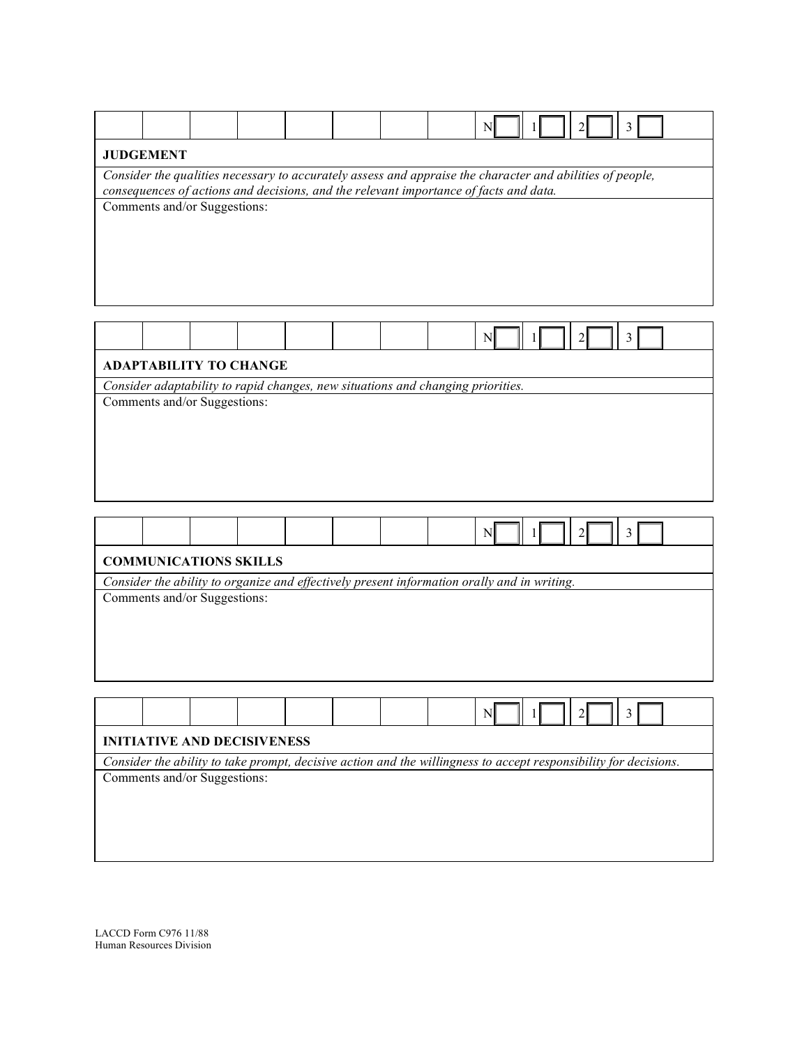| | | | | | | | | N ☐ | 1 ☐ | 2 ☐ | 3 ☐ |
|---|---|---|---|---|---|---|---|---|---|---|---|

**JUDGEMENT**

*Consider the qualities necessary to accurately assess and appraise the character and abilities of people, consequences of actions and decisions, and the relevant importance of facts and data.*

Comments and/or Suggestions:

| | | | | | | | | N ☐ | 1 ☐ | 2 ☐ | 3 ☐ |
|---|---|---|---|---|---|---|---|---|---|---|---|

**ADAPTABILITY TO CHANGE**

*Consider adaptability to rapid changes, new situations and changing priorities.*

Comments and/or Suggestions:

| | | | | | | | | N ☐ | 1 ☐ | 2 ☐ | 3 ☐ |
|---|---|---|---|---|---|---|---|---|---|---|---|

**COMMUNICATIONS SKILLS**

*Consider the ability to organize and effectively present information orally and in writing.*

Comments and/or Suggestions:

| | | | | | | | | N ☐ | 1 ☐ | 2 ☐ | 3 ☐ |
|---|---|---|---|---|---|---|---|---|---|---|---|

**INITIATIVE AND DECISIVENESS**

*Consider the ability to take prompt, decisive action and the willingness to accept responsibility for decisions.*

Comments and/or Suggestions:

LACCD Form C976 11/88
Human Resources Division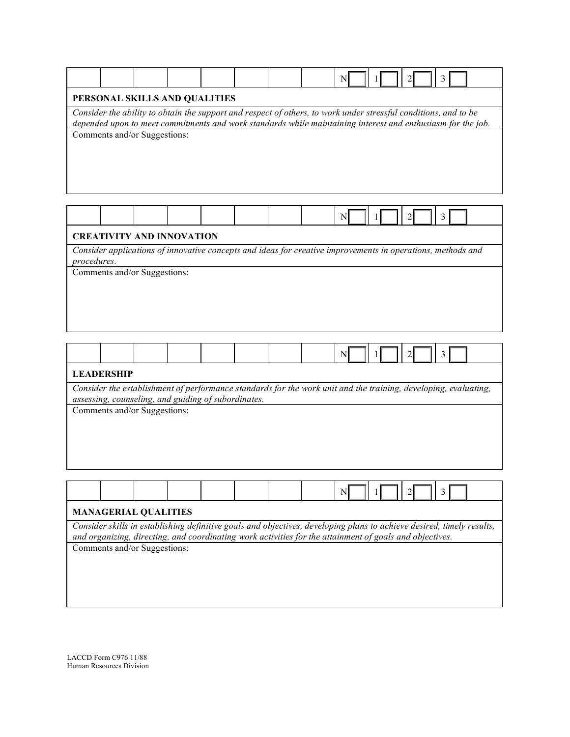| | | | | | | | | N ☐ 1 ☐ 2 ☐ 3 ☐ |
|---|---|---|---|---|---|---|---|---|

**PERSONAL SKILLS AND QUALITIES**

*Consider the ability to obtain the support and respect of others, to work under stressful conditions, and to be depended upon to meet commitments and work standards while maintaining interest and enthusiasm for the job.*

Comments and/or Suggestions:

| | | | | | | | | N ☐ 1 ☐ 2 ☐ 3 ☐ |
|---|---|---|---|---|---|---|---|---|

**CREATIVITY AND INNOVATION**

*Consider applications of innovative concepts and ideas for creative improvements in operations, methods and procedures.*

Comments and/or Suggestions:

| | | | | | | | | N ☐ 1 ☐ 2 ☐ 3 ☐ |
|---|---|---|---|---|---|---|---|---|

**LEADERSHIP**

*Consider the establishment of performance standards for the work unit and the training, developing, evaluating, assessing, counseling, and guiding of subordinates.*

Comments and/or Suggestions:

| | | | | | | | | N ☐ 1 ☐ 2 ☐ 3 ☐ |
|---|---|---|---|---|---|---|---|---|

**MANAGERIAL QUALITIES**

*Consider skills in establishing definitive goals and objectives, developing plans to achieve desired, timely results, and organizing, directing, and coordinating work activities for the attainment of goals and objectives.*

Comments and/or Suggestions:

LACCD Form C976 11/88
Human Resources Division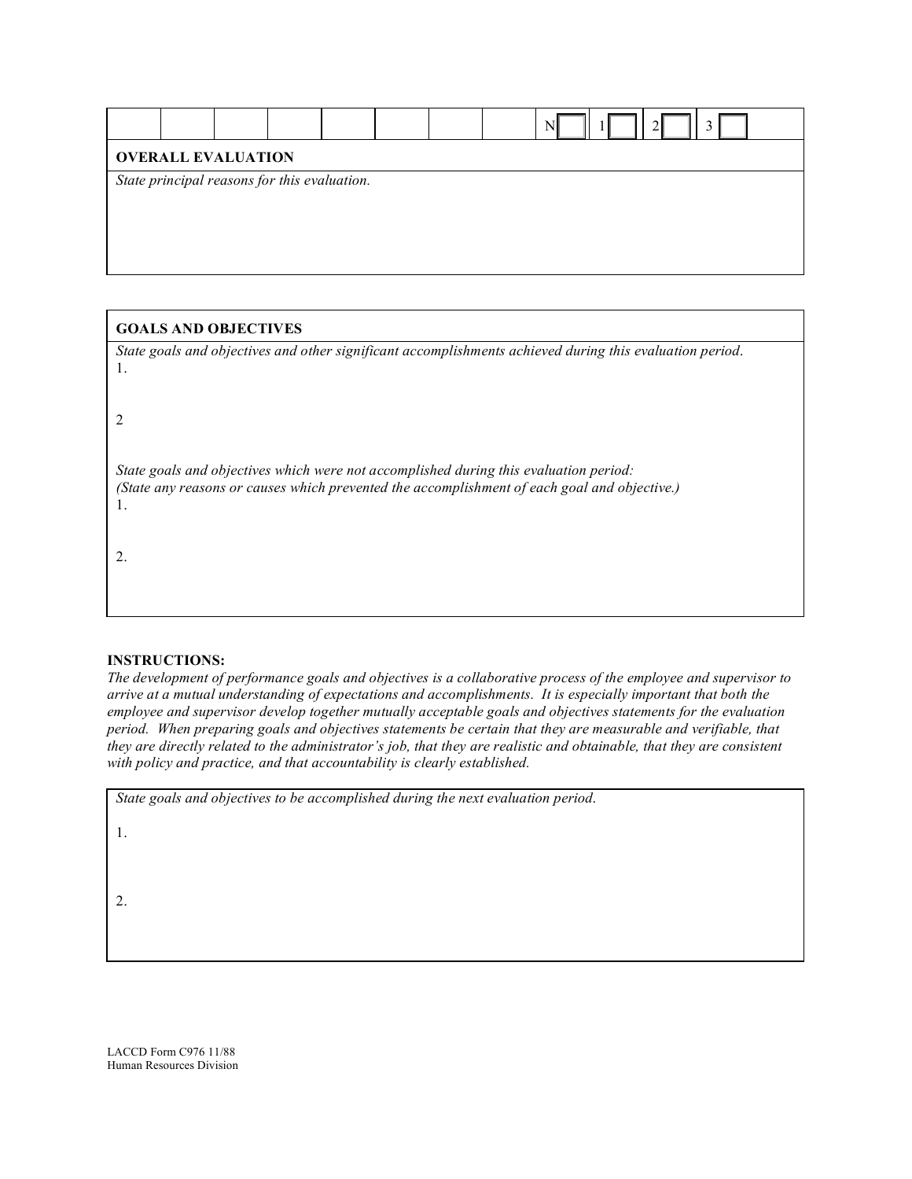| | | | | | | | | N ☐ | 1 ☐ | 2 ☐ | 3 ☐ |
|---|---|---|---|---|---|---|---|---|---|---|---|

**OVERALL EVALUATION**

*State principal reasons for this evaluation.*

**GOALS AND OBJECTIVES**

*State goals and objectives and other significant accomplishments achieved during this evaluation period.*

1.

2

*State goals and objectives which were not accomplished during this evaluation period:*
*(State any reasons or causes which prevented the accomplishment of each goal and objective.)*

1.

2.

**INSTRUCTIONS:**

*The development of performance goals and objectives is a collaborative process of the employee and supervisor to arrive at a mutual understanding of expectations and accomplishments. It is especially important that both the employee and supervisor develop together mutually acceptable goals and objectives statements for the evaluation period. When preparing goals and objectives statements be certain that they are measurable and verifiable, that they are directly related to the administrator's job, that they are realistic and obtainable, that they are consistent with policy and practice, and that accountability is clearly established.*

*State goals and objectives to be accomplished during the next evaluation period.*

1.

2.

LACCD Form C976 11/88
Human Resources Division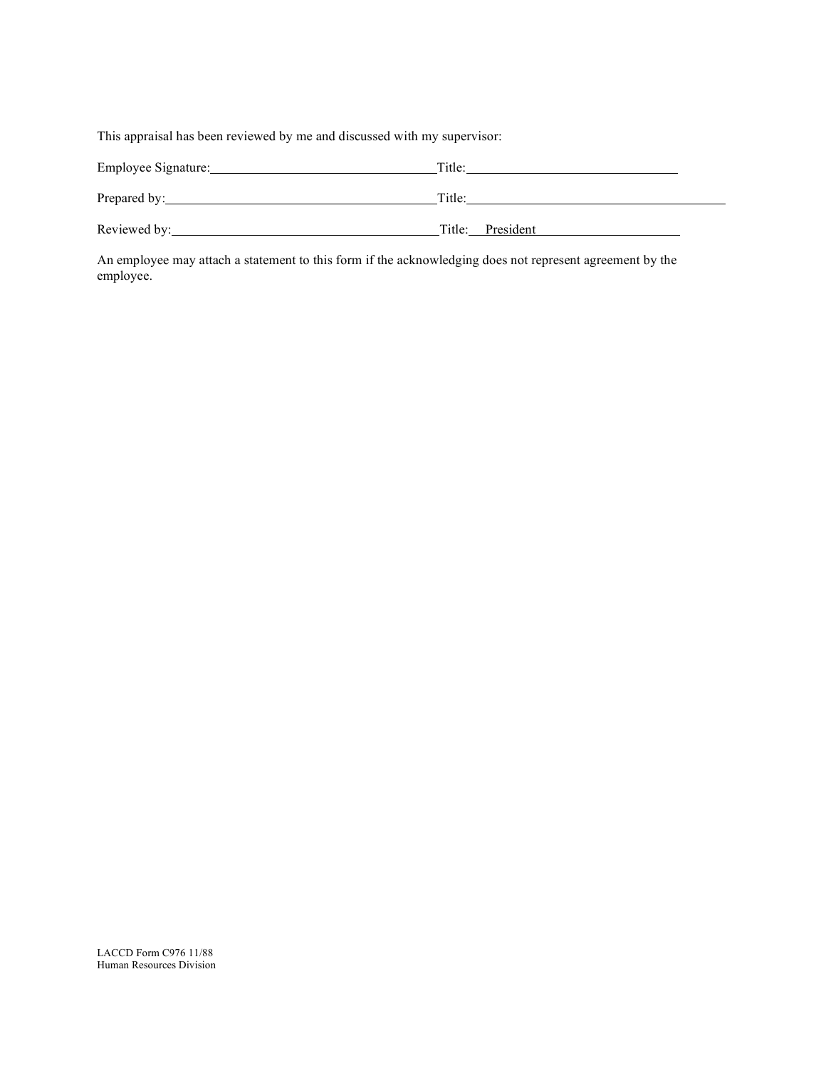This appraisal has been reviewed by me and discussed with my supervisor:

Employee Signature:\_\_\_\_\_\_\_\_\_\_\_\_\_\_\_\_\_\_\_\_\_\_\_\_\_\_\_\_\_\_\_\_\_\_Title:\_\_\_\_\_\_\_\_\_\_\_\_\_\_\_\_\_\_\_\_\_\_\_\_\_\_\_\_\_\_\_\_

Prepared by:\_\_\_\_\_\_\_\_\_\_\_\_\_\_\_\_\_\_\_\_\_\_\_\_\_\_\_\_\_\_\_\_\_\_\_\_\_\_\_\_\_\_Title:\_\_\_\_\_\_\_\_\_\_\_\_\_\_\_\_\_\_\_\_\_\_\_\_\_\_\_\_\_\_\_\_\_\_\_\_\_\_\_\_\_\_

Reviewed by:\_\_\_\_\_\_\_\_\_\_\_\_\_\_\_\_\_\_\_\_\_\_\_\_\_\_\_\_\_\_\_\_\_\_\_\_\_\_\_\_\_Title: President

An employee may attach a statement to this form if the acknowledging does not represent agreement by the employee.

LACCD Form C976 11/88
Human Resources Division